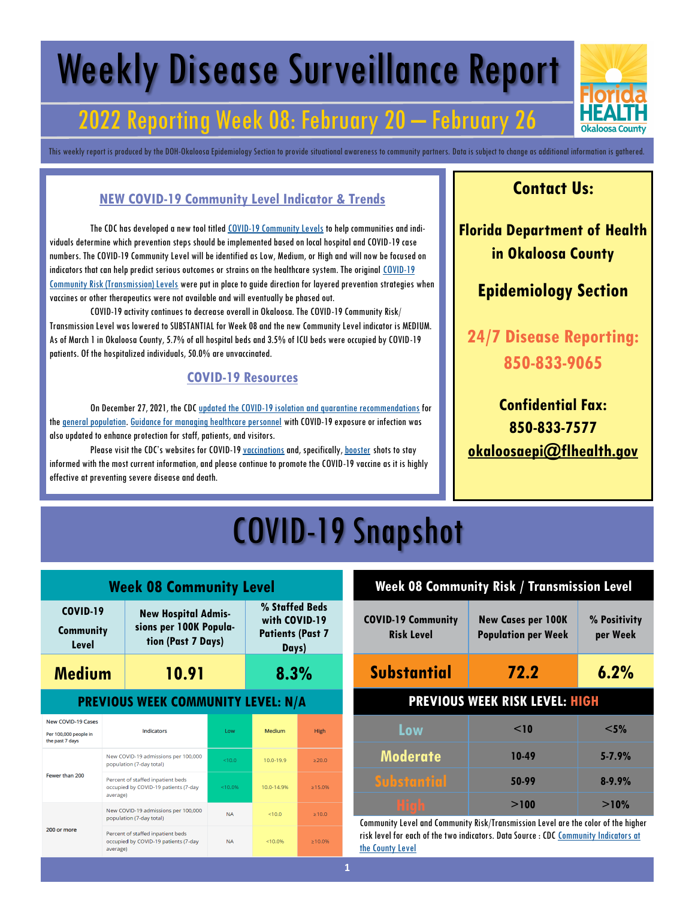# Weekly Disease Surveillance Report

## 2022 Reporting Week 08: February 20 — February 26

This weekly report is produced by the DOH-Okaloosa Epidemiology Section to provide situational awareness to community partners. Data is subject to change as additional information is gathered.

### NEW COVID-19 Community Level Indicator & Trends

The CDC has developed a new tool titled COVID-19 Community Levels to help communities and individuals determine which prevention steps should be implemented based on local hospital and COVID-19 case numbers. The COVID-19 Community Level will be identified as Low, Medium, or High and will now be focused on indicators that can help predict serious outcomes or strains on the healthcare system. The original COVID-19 Community Risk (Transmission) Levels were put in place to guide direction for layered prevention strategies when vaccines or other therapeutics were not available and will eventually be phased out.

COVID-19 activity continues to decrease overall in Okaloosa. The COVID-19 Community Risk/Transmission Level was lowered to SUBSTANTIAL for Week 08 and the new Community Level indicator is MEDIUM. As of March 1 in Okaloosa County, 5.7% of all hospital beds and 3.5% of ICU beds were occupied by COVID-19 patients. Of the hospitalized individuals, 50.0% are unvaccinated.

### COVID-19 Resources

On December 27, 2021, the CDC updated the COVID-19 isolation and quarantine recommendations for the general population. Guidance for managing healthcare personnel with COVID-19 exposure or infection was also updated to enhance protection for staff, patients, and visitors.

Please visit the CDC's websites for COVID-19 vaccinations and, specifically, booster shots to stay informed with the most current information, and please continue to promote the COVID-19 vaccine as it is highly effective at preventing severe disease and death.

### Contact Us:

**Florida Department of Health in Okaloosa County**

**Epidemiology Section**

**24/7 Disease Reporting: 850-833-9065**

**Confidential Fax: 850-833-7577**

**okaloosaepi@flhealth.gov**

# COVID-19 Snapshot

### Week 08 Community Level

| COVID-19 Community Level | New Hospital Admissions per 100K Population (Past 7 Days) | % Staffed Beds with COVID-19 Patients (Past 7 Days) |
|---|---|---|
| **Medium** | **10.91** | **8.3%** |

**PREVIOUS WEEK COMMUNITY LEVEL: N/A**

| New COVID-19 Cases Per 100,000 people in the past 7 days | Indicators | Low | Medium | High |
|---|---|---|---|---|
| Fewer than 200 | New COVID-19 admissions per 100,000 population (7-day total) | <10.0 | 10.0-19.9 | ≥20.0 |
| | Percent of staffed inpatient beds occupied by COVID-19 patients (7-day average) | <10.0% | 10.0-14.9% | ≥15.0% |
| 200 or more | New COVID-19 admissions per 100,000 population (7-day total) | NA | <10.0 | ≥10.0 |
| | Percent of staffed inpatient beds occupied by COVID-19 patients (7-day average) | NA | <10.0% | ≥10.0% |

### Week 08 Community Risk / Transmission Level

| COVID-19 Community Risk Level | New Cases per 100K Population per Week | % Positivity per Week |
|---|---|---|
| **Substantial** | **72.2** | **6.2%** |

**PREVIOUS WEEK RISK LEVEL: HIGH**

| Level | New Cases per 100K Population per Week | % Positivity per Week |
|---|---|---|
| Low | <10 | <5% |
| Moderate | 10-49 | 5-7.9% |
| Substantial | 50-99 | 8-9.9% |
| High | >100 | >10% |

Community Level and Community Risk/Transmission Level are the color of the higher risk level for each of the two indicators. Data Source : CDC Community Indicators at the County Level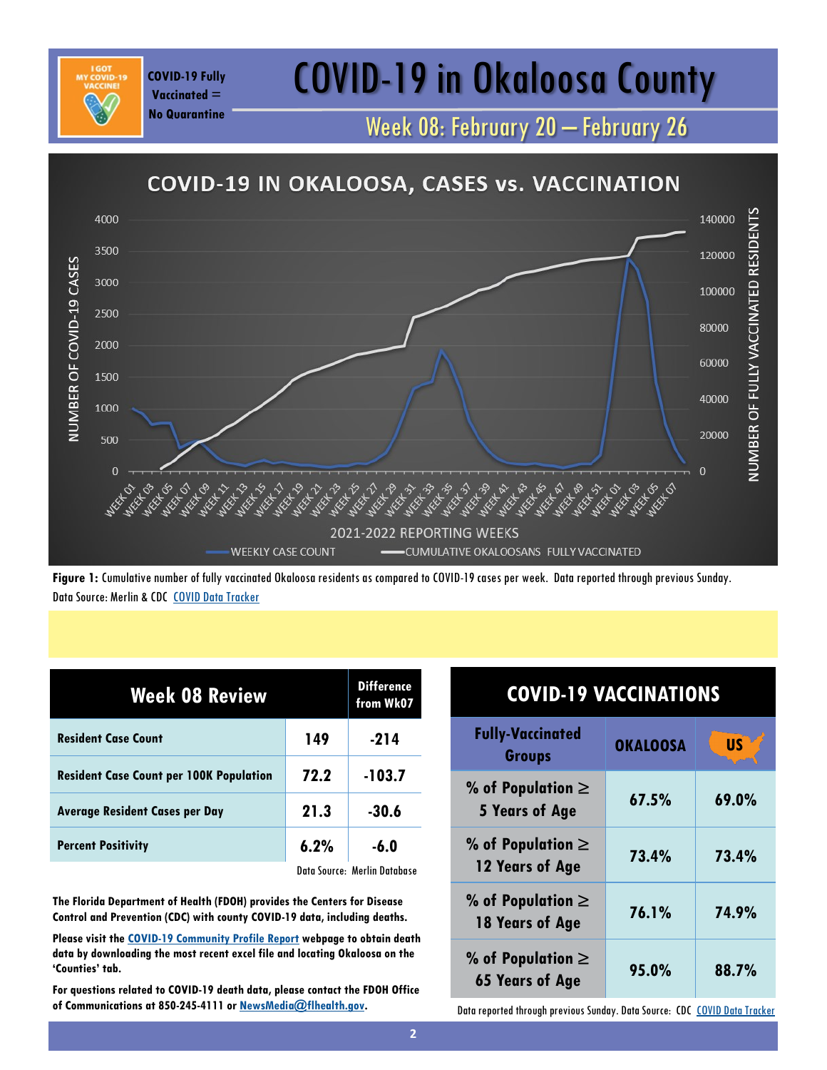COVID-19 Fully Vaccinated = No Quarantine

# COVID-19 in Okaloosa County

## Week 08: February 20 – February 26

**COVID-19 IN OKALOOSA, CASES vs. VACCINATION**

**Figure 1:** Cumulative number of fully vaccinated Okaloosa residents as compared to COVID-19 cases per week. Data reported through previous Sunday. Data Source: Merlin & CDC COVID Data Tracker

| Week 08 Review | | Difference from Wk07 |
|---|---|---|
| Resident Case Count | 149 | -214 |
| Resident Case Count per 100K Population | 72.2 | -103.7 |
| Average Resident Cases per Day | 21.3 | -30.6 |
| Percent Positivity | 6.2% | -6.0 |

Data Source: Merlin Database

**The Florida Department of Health (FDOH) provides the Centers for Disease Control and Prevention (CDC) with county COVID-19 data, including deaths.**

**Please visit the COVID-19 Community Profile Report webpage to obtain death data by downloading the most recent excel file and locating Okaloosa on the 'Counties' tab.**

**For questions related to COVID-19 death data, please contact the FDOH Office of Communications at 850-245-4111 or NewsMedia@flhealth.gov.**

**COVID-19 VACCINATIONS**

| Fully-Vaccinated Groups | OKALOOSA | US |
|---|---|---|
| % of Population ≥ 5 Years of Age | 67.5% | 69.0% |
| % of Population ≥ 12 Years of Age | 73.4% | 73.4% |
| % of Population ≥ 18 Years of Age | 76.1% | 74.9% |
| % of Population ≥ 65 Years of Age | 95.0% | 88.7% |

Data reported through previous Sunday. Data Source: CDC COVID Data Tracker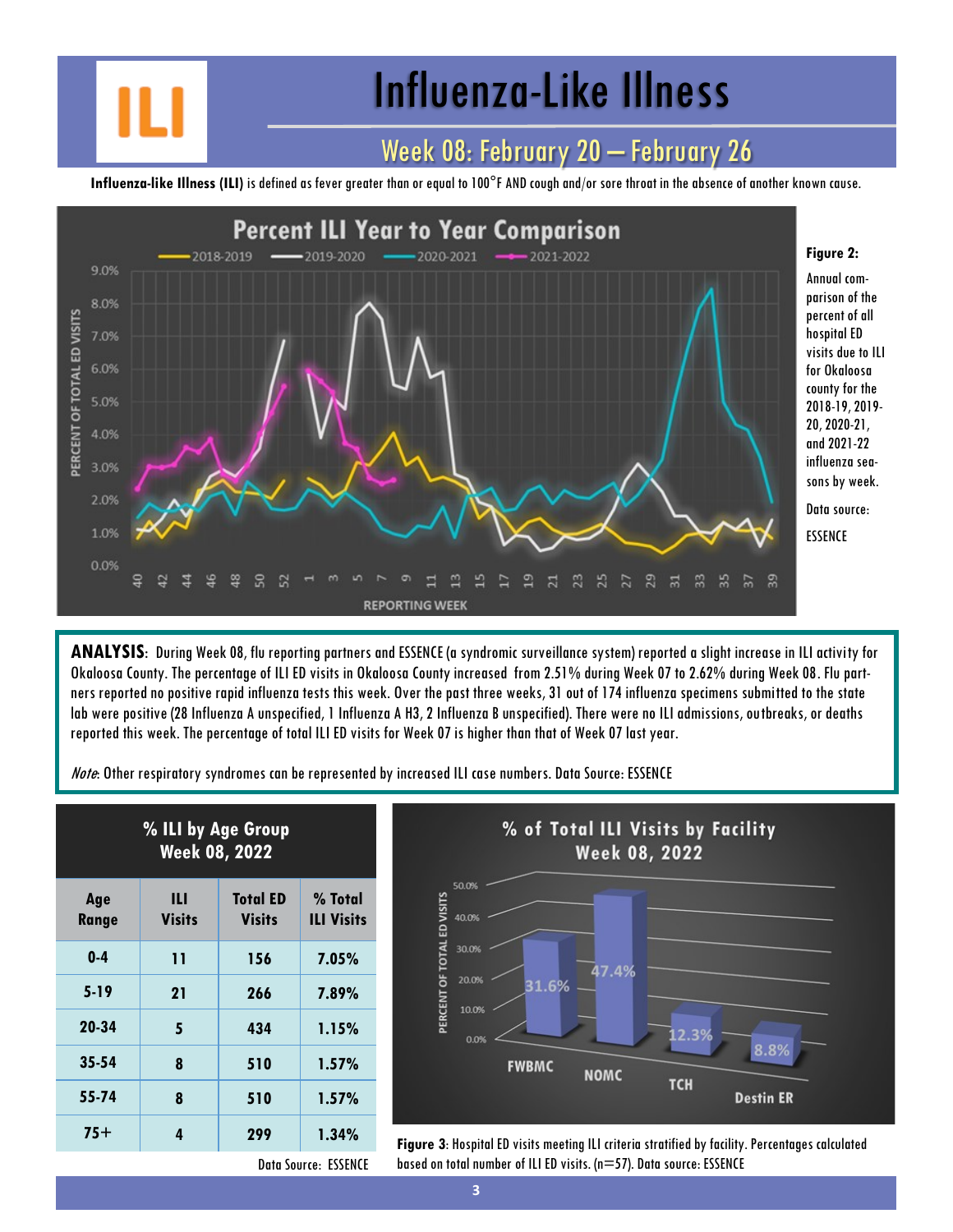# Influenza-Like Illness

## Week 08: February 20 — February 26

**Influenza-like Illness (ILI)** is defined as fever greater than or equal to 100°F AND cough and/or sore throat in the absence of another known cause.

**Figure 2:** Annual comparison of the percent of all hospital ED visits due to ILI for Okaloosa county for the 2018-19, 2019-20, 2020-21, and 2021-22 influenza seasons by week.

Data source: ESSENCE

**ANALYSIS**: During Week 08, flu reporting partners and ESSENCE (a syndromic surveillance system) reported a slight increase in ILI activity for Okaloosa County. The percentage of ILI ED visits in Okaloosa County increased from 2.51% during Week 07 to 2.62% during Week 08. Flu partners reported no positive rapid influenza tests this week. Over the past three weeks, 31 out of 174 influenza specimens submitted to the state lab were positive (28 Influenza A unspecified, 1 Influenza A H3, 2 Influenza B unspecified). There were no ILI admissions, outbreaks, or deaths reported this week. The percentage of total ILI ED visits for Week 07 is higher than that of Week 07 last year.

*Note*: Other respiratory syndromes can be represented by increased ILI case numbers. Data Source: ESSENCE

**% ILI by Age Group Week 08, 2022**

| Age Range | ILI Visits | Total ED Visits | % Total ILI Visits |
|---|---|---|---|
| 0-4 | 11 | 156 | 7.05% |
| 5-19 | 21 | 266 | 7.89% |
| 20-34 | 5 | 434 | 1.15% |
| 35-54 | 8 | 510 | 1.57% |
| 55-74 | 8 | 510 | 1.57% |
| 75+ | 4 | 299 | 1.34% |

Data Source: ESSENCE

**Figure 3**: Hospital ED visits meeting ILI criteria stratified by facility. Percentages calculated based on total number of ILI ED visits. (n=57). Data source: ESSENCE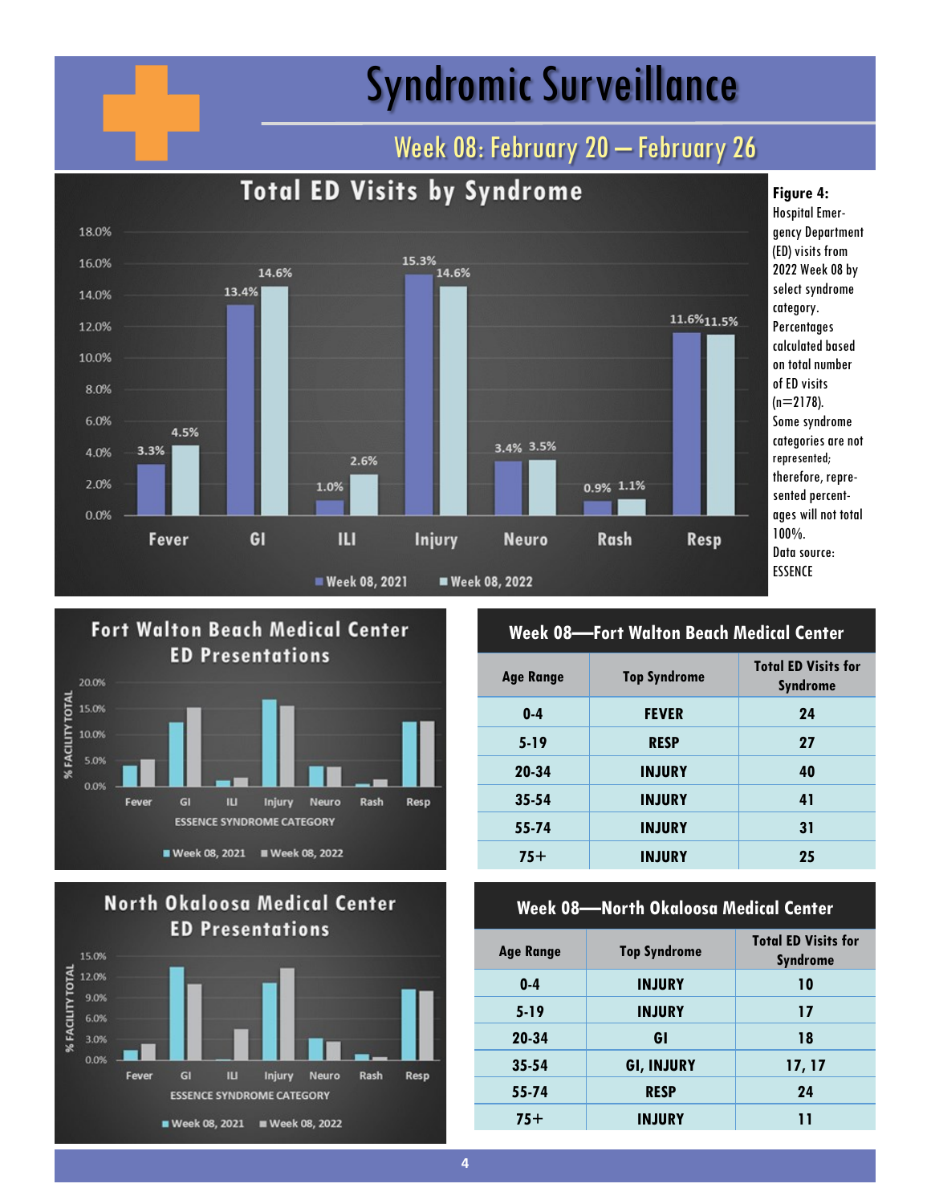# Syndromic Surveillance

## Week 08: February 20 — February 26

### Total ED Visits by Syndrome

| Syndrome | Week 08, 2021 | Week 08, 2022 |
|---|---|---|
| Fever | 3.3% | 4.5% |
| GI | 13.4% | 14.6% |
| ILI | 1.0% | 2.6% |
| Injury | 15.3% | 14.6% |
| Neuro | 3.4% | 3.5% |
| Rash | 0.9% | 1.1% |
| Resp | 11.6% | 11.5% |

**Figure 4:** Hospital Emergency Department (ED) visits from 2022 Week 08 by select syndrome category. Percentages calculated based on total number of ED visits (n=2178). Some syndrome categories are not represented; therefore, represented percentages will not total 100%. Data source: ESSENCE

### Fort Walton Beach Medical Center ED Presentations

(% Facility Total by ESSENCE Syndrome Category: Fever, GI, ILI, Injury, Neuro, Rash, Resp — Week 08, 2021 vs. Week 08, 2022)

### Week 08—Fort Walton Beach Medical Center

| Age Range | Top Syndrome | Total ED Visits for Syndrome |
|---|---|---|
| 0-4 | FEVER | 24 |
| 5-19 | RESP | 27 |
| 20-34 | INJURY | 40 |
| 35-54 | INJURY | 41 |
| 55-74 | INJURY | 31 |
| 75+ | INJURY | 25 |

### North Okaloosa Medical Center ED Presentations

(% Facility Total by ESSENCE Syndrome Category: Fever, GI, ILI, Injury, Neuro, Rash, Resp — Week 08, 2021 vs. Week 08, 2022)

### Week 08—North Okaloosa Medical Center

| Age Range | Top Syndrome | Total ED Visits for Syndrome |
|---|---|---|
| 0-4 | INJURY | 10 |
| 5-19 | INJURY | 17 |
| 20-34 | GI | 18 |
| 35-54 | GI, INJURY | 17, 17 |
| 55-74 | RESP | 24 |
| 75+ | INJURY | 11 |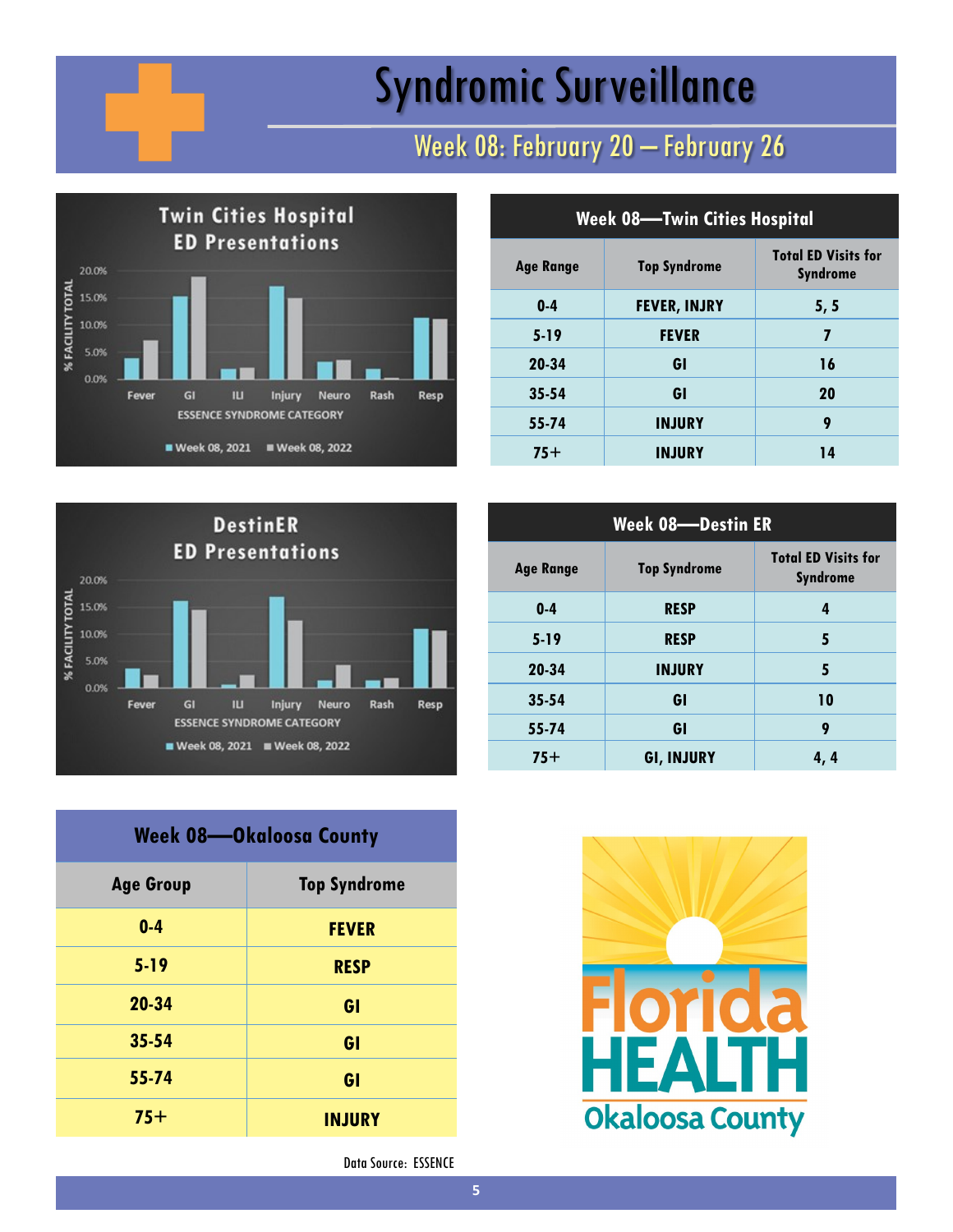# Syndromic Surveillance

## Week 08: February 20 — February 26

**Twin Cities Hospital ED Presentations**

% FACILITY TOTAL

20.0%
15.0%
10.0%
5.0%
0.0%

Fever GI ILI Injury Neuro Rash Resp

ESSENCE SYNDROME CATEGORY

Week 08, 2021 Week 08, 2022

| Week 08—Twin Cities Hospital | | |
|---|---|---|
| **Age Range** | **Top Syndrome** | **Total ED Visits for Syndrome** |
| 0-4 | FEVER, INJRY | 5, 5 |
| 5-19 | FEVER | 7 |
| 20-34 | GI | 16 |
| 35-54 | GI | 20 |
| 55-74 | INJURY | 9 |
| 75+ | INJURY | 14 |

**DestinER ED Presentations**

% FACILITY TOTAL

20.0%
15.0%
10.0%
5.0%
0.0%

Fever GI ILI Injury Neuro Rash Resp

ESSENCE SYNDROME CATEGORY

Week 08, 2021 Week 08, 2022

| Week 08—Destin ER | | |
|---|---|---|
| **Age Range** | **Top Syndrome** | **Total ED Visits for Syndrome** |
| 0-4 | RESP | 4 |
| 5-19 | RESP | 5 |
| 20-34 | INJURY | 5 |
| 35-54 | GI | 10 |
| 55-74 | GI | 9 |
| 75+ | GI, INJURY | 4, 4 |

| Week 08—Okaloosa County | |
|---|---|
| **Age Group** | **Top Syndrome** |
| 0-4 | FEVER |
| 5-19 | RESP |
| 20-34 | GI |
| 35-54 | GI |
| 55-74 | GI |
| 75+ | INJURY |

Florida HEALTH Okaloosa County

Data Source: ESSENCE